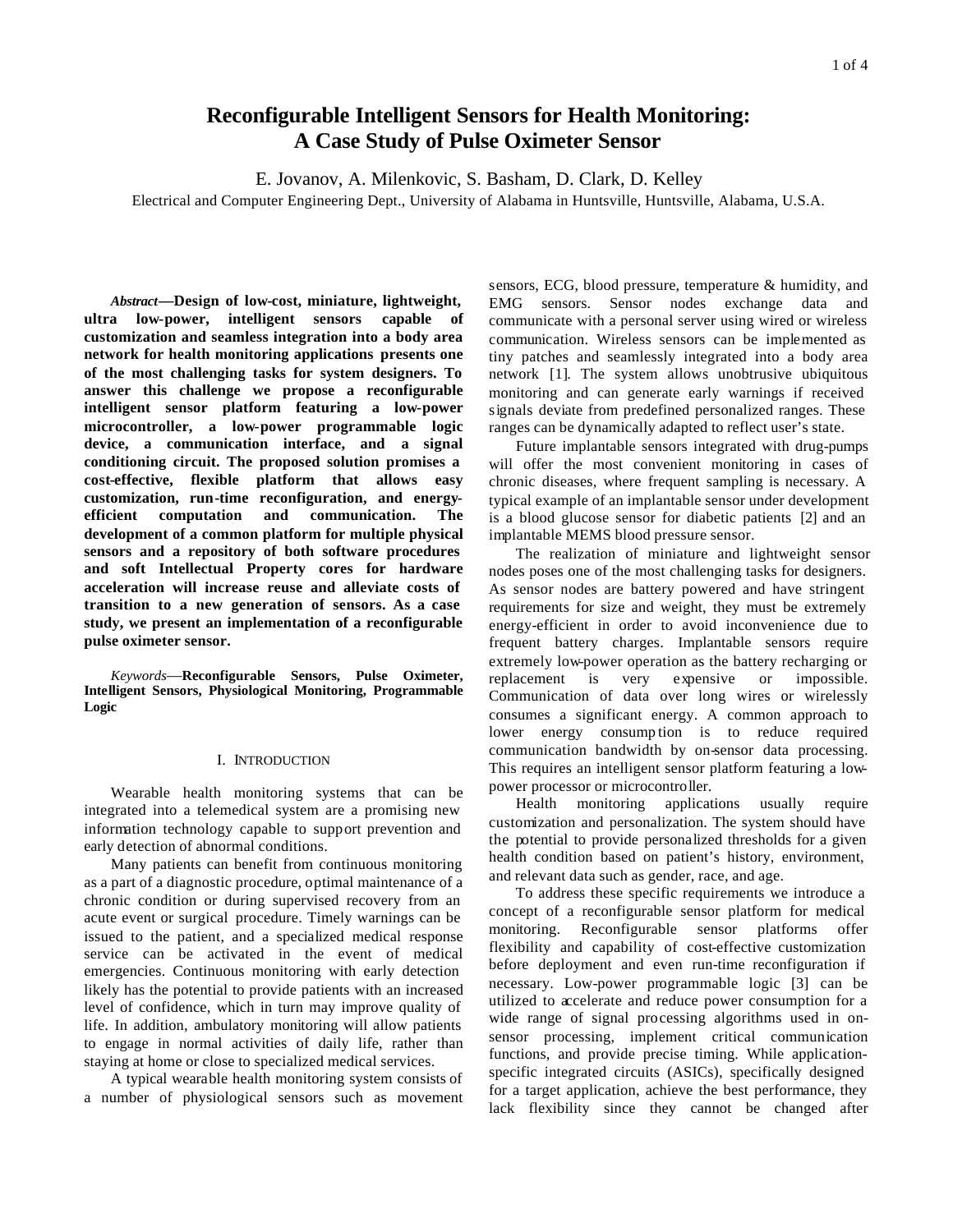# Reconfigurable Intelligent Sensors for Health Monitoring: A Case Study of Pulse Oximeter Sensor

E. Jovanov, A. Milenkovic, S. Basham, D. Clark, D. Kelley

Electrical and Computer Engineering Dept., University of Alabama in Huntsville, Huntsville, Alabama, U.S.A.

***Abstract*—Design of low-cost, miniature, lightweight, ultra low-power, intelligent sensors capable of customization and seamless integration into a body area network for health monitoring applications presents one of the most challenging tasks for system designers. To answer this challenge we propose a reconfigurable intelligent sensor platform featuring a low-power microcontroller, a low-power programmable logic device, a communication interface, and a signal conditioning circuit. The proposed solution promises a cost-effective, flexible platform that allows easy customization, run-time reconfiguration, and energy-efficient computation and communication. The development of a common platform for multiple physical sensors and a repository of both software procedures and soft Intellectual Property cores for hardware acceleration will increase reuse and alleviate costs of transition to a new generation of sensors. As a case study, we present an implementation of a reconfigurable pulse oximeter sensor.**

*Keywords*—**Reconfigurable Sensors, Pulse Oximeter, Intelligent Sensors, Physiological Monitoring, Programmable Logic**

## I. Introduction

Wearable health monitoring systems that can be integrated into a telemedical system are a promising new information technology capable to support prevention and early detection of abnormal conditions.

Many patients can benefit from continuous monitoring as a part of a diagnostic procedure, optimal maintenance of a chronic condition or during supervised recovery from an acute event or surgical procedure. Timely warnings can be issued to the patient, and a specialized medical response service can be activated in the event of medical emergencies. Continuous monitoring with early detection likely has the potential to provide patients with an increased level of confidence, which in turn may improve quality of life. In addition, ambulatory monitoring will allow patients to engage in normal activities of daily life, rather than staying at home or close to specialized medical services.

A typical wearable health monitoring system consists of a number of physiological sensors such as movement sensors, ECG, blood pressure, temperature & humidity, and EMG sensors. Sensor nodes exchange data and communicate with a personal server using wired or wireless communication. Wireless sensors can be implemented as tiny patches and seamlessly integrated into a body area network [1]. The system allows unobtrusive ubiquitous monitoring and can generate early warnings if received signals deviate from predefined personalized ranges. These ranges can be dynamically adapted to reflect user's state.

Future implantable sensors integrated with drug-pumps will offer the most convenient monitoring in cases of chronic diseases, where frequent sampling is necessary. A typical example of an implantable sensor under development is a blood glucose sensor for diabetic patients [2] and an implantable MEMS blood pressure sensor.

The realization of miniature and lightweight sensor nodes poses one of the most challenging tasks for designers. As sensor nodes are battery powered and have stringent requirements for size and weight, they must be extremely energy-efficient in order to avoid inconvenience due to frequent battery charges. Implantable sensors require extremely low-power operation as the battery recharging or replacement is very expensive or impossible. Communication of data over long wires or wirelessly consumes a significant energy. A common approach to lower energy consumption is to reduce required communication bandwidth by on-sensor data processing. This requires an intelligent sensor platform featuring a low-power processor or microcontroller.

Health monitoring applications usually require customization and personalization. The system should have the potential to provide personalized thresholds for a given health condition based on patient's history, environment, and relevant data such as gender, race, and age.

To address these specific requirements we introduce a concept of a reconfigurable sensor platform for medical monitoring. Reconfigurable sensor platforms offer flexibility and capability of cost-effective customization before deployment and even run-time reconfiguration if necessary. Low-power programmable logic [3] can be utilized to accelerate and reduce power consumption for a wide range of signal processing algorithms used in on-sensor processing, implement critical communication functions, and provide precise timing. While application-specific integrated circuits (ASICs), specifically designed for a target application, achieve the best performance, they lack flexibility since they cannot be changed after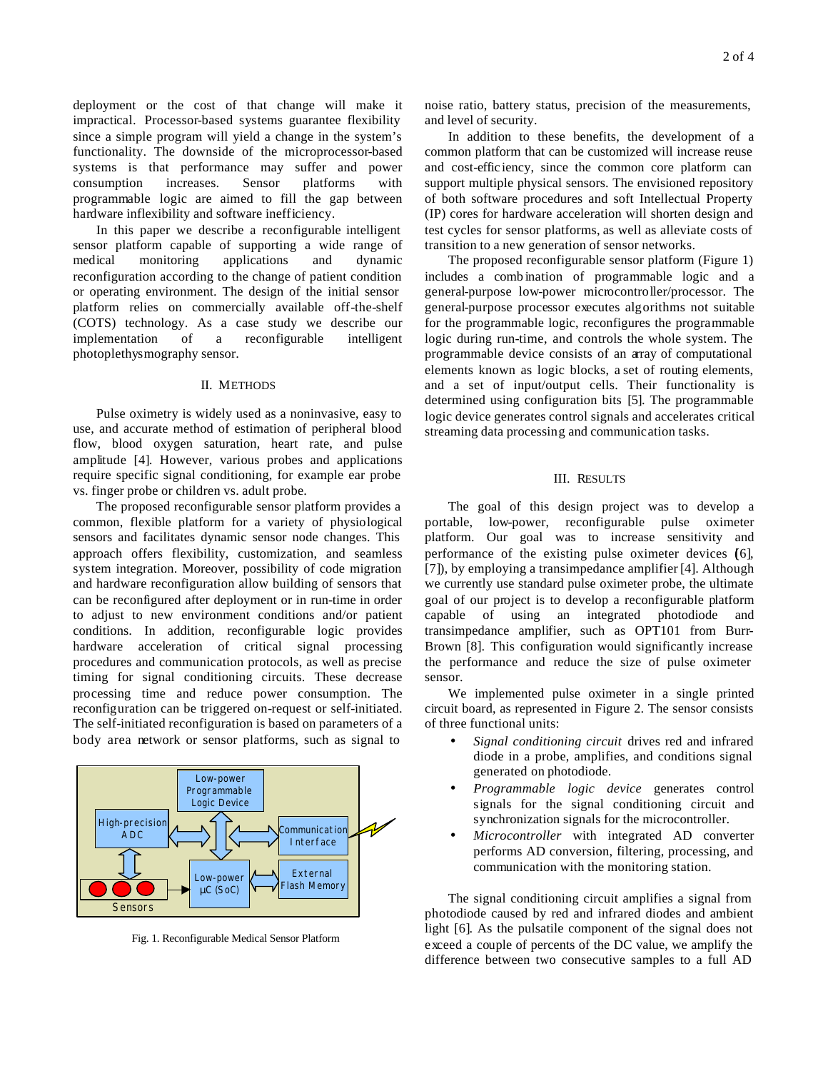deployment or the cost of that change will make it impractical. Processor-based systems guarantee flexibility since a simple program will yield a change in the system's functionality. The downside of the microprocessor-based systems is that performance may suffer and power consumption increases. Sensor platforms with programmable logic are aimed to fill the gap between hardware inflexibility and software inefficiency.

In this paper we describe a reconfigurable intelligent sensor platform capable of supporting a wide range of medical monitoring applications and dynamic reconfiguration according to the change of patient condition or operating environment. The design of the initial sensor platform relies on commercially available off-the-shelf (COTS) technology. As a case study we describe our implementation of a reconfigurable intelligent photoplethysmography sensor.

## II. Methods

Pulse oximetry is widely used as a noninvasive, easy to use, and accurate method of estimation of peripheral blood flow, blood oxygen saturation, heart rate, and pulse amplitude [4]. However, various probes and applications require specific signal conditioning, for example ear probe vs. finger probe or children vs. adult probe.

The proposed reconfigurable sensor platform provides a common, flexible platform for a variety of physiological sensors and facilitates dynamic sensor node changes. This approach offers flexibility, customization, and seamless system integration. Moreover, possibility of code migration and hardware reconfiguration allow building of sensors that can be reconfigured after deployment or in run-time in order to adjust to new environment conditions and/or patient conditions. In addition, reconfigurable logic provides hardware acceleration of critical signal processing procedures and communication protocols, as well as precise timing for signal conditioning circuits. These decrease processing time and reduce power consumption. The reconfiguration can be triggered on-request or self-initiated. The self-initiated reconfiguration is based on parameters of a body area network or sensor platforms, such as signal to

Low-power Programmable Logic Device

High-precision ADC

Communication Interface

Low-power µC (SoC)

External Flash Memory

Sensors

Fig. 1. Reconfigurable Medical Sensor Platform

noise ratio, battery status, precision of the measurements, and level of security.

In addition to these benefits, the development of a common platform that can be customized will increase reuse and cost-efficiency, since the common core platform can support multiple physical sensors. The envisioned repository of both software procedures and soft Intellectual Property (IP) cores for hardware acceleration will shorten design and test cycles for sensor platforms, as well as alleviate costs of transition to a new generation of sensor networks.

The proposed reconfigurable sensor platform (Figure 1) includes a combination of programmable logic and a general-purpose low-power microcontroller/processor. The general-purpose processor executes algorithms not suitable for the programmable logic, reconfigures the programmable logic during run-time, and controls the whole system. The programmable device consists of an array of computational elements known as logic blocks, a set of routing elements, and a set of input/output cells. Their functionality is determined using configuration bits [5]. The programmable logic device generates control signals and accelerates critical streaming data processing and communication tasks.

## III. Results

The goal of this design project was to develop a portable, low-power, reconfigurable pulse oximeter platform. Our goal was to increase sensitivity and performance of the existing pulse oximeter devices ([6], [7]), by employing a transimpedance amplifier [4]. Although we currently use standard pulse oximeter probe, the ultimate goal of our project is to develop a reconfigurable platform capable of using an integrated photodiode and transimpedance amplifier, such as OPT101 from Burr-Brown [8]. This configuration would significantly increase the performance and reduce the size of pulse oximeter sensor.

We implemented pulse oximeter in a single printed circuit board, as represented in Figure 2. The sensor consists of three functional units:

- *Signal conditioning circuit* drives red and infrared diode in a probe, amplifies, and conditions signal generated on photodiode.
- *Programmable logic device* generates control signals for the signal conditioning circuit and synchronization signals for the microcontroller.
- *Microcontroller* with integrated AD converter performs AD conversion, filtering, processing, and communication with the monitoring station.

The signal conditioning circuit amplifies a signal from photodiode caused by red and infrared diodes and ambient light [6]. As the pulsatile component of the signal does not exceed a couple of percents of the DC value, we amplify the difference between two consecutive samples to a full AD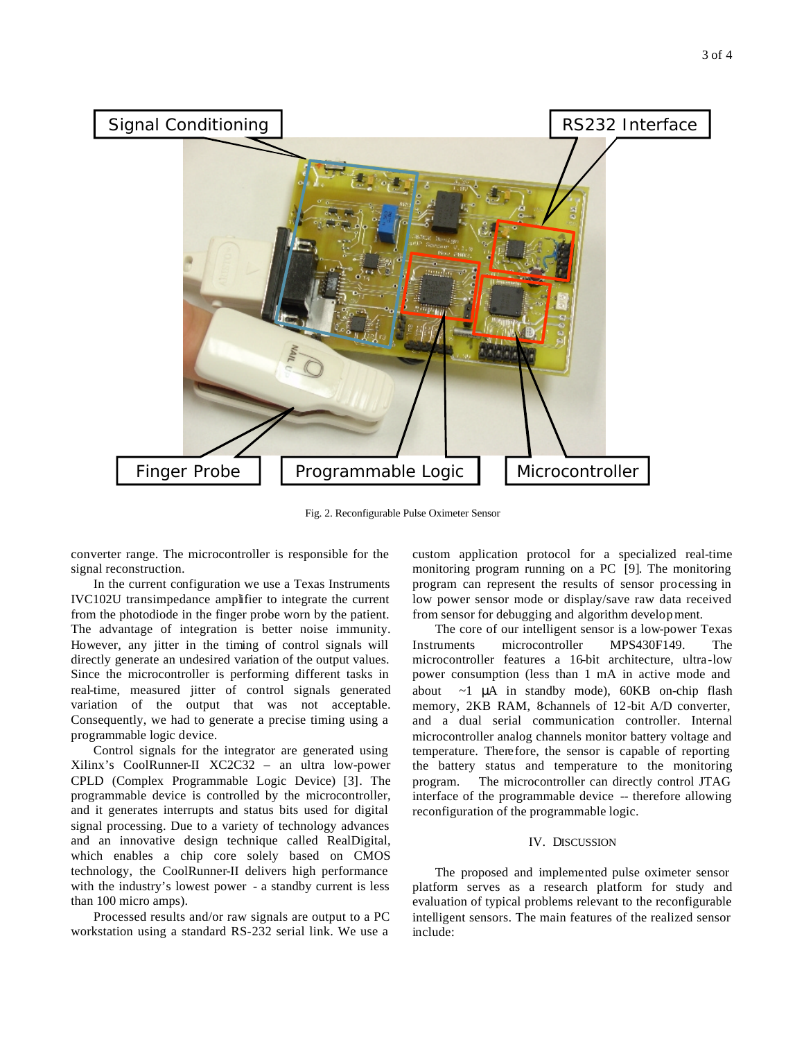Fig. 2. Reconfigurable Pulse Oximeter Sensor

converter range. The microcontroller is responsible for the signal reconstruction.

In the current configuration we use a Texas Instruments IVC102U transimpedance amplifier to integrate the current from the photodiode in the finger probe worn by the patient. The advantage of integration is better noise immunity. However, any jitter in the timing of control signals will directly generate an undesired variation of the output values. Since the microcontroller is performing different tasks in real-time, measured jitter of control signals generated variation of the output that was not acceptable. Consequently, we had to generate a precise timing using a programmable logic device.

Control signals for the integrator are generated using Xilinx's CoolRunner-II XC2C32 – an ultra low-power CPLD (Complex Programmable Logic Device) [3]. The programmable device is controlled by the microcontroller, and it generates interrupts and status bits used for digital signal processing. Due to a variety of technology advances and an innovative design technique called RealDigital, which enables a chip core solely based on CMOS technology, the CoolRunner-II delivers high performance with the industry's lowest power - a standby current is less than 100 micro amps).

Processed results and/or raw signals are output to a PC workstation using a standard RS-232 serial link. We use a custom application protocol for a specialized real-time monitoring program running on a PC [9]. The monitoring program can represent the results of sensor processing in low power sensor mode or display/save raw data received from sensor for debugging and algorithm development.

The core of our intelligent sensor is a low-power Texas Instruments microcontroller MPS430F149. The microcontroller features a 16-bit architecture, ultra-low power consumption (less than 1 mA in active mode and about ~1 μA in standby mode), 60KB on-chip flash memory, 2KB RAM, 8-channels of 12-bit A/D converter, and a dual serial communication controller. Internal microcontroller analog channels monitor battery voltage and temperature. Therefore, the sensor is capable of reporting the battery status and temperature to the monitoring program. The microcontroller can directly control JTAG interface of the programmable device -- therefore allowing reconfiguration of the programmable logic.

## IV. Discussion

The proposed and implemented pulse oximeter sensor platform serves as a research platform for study and evaluation of typical problems relevant to the reconfigurable intelligent sensors. The main features of the realized sensor include: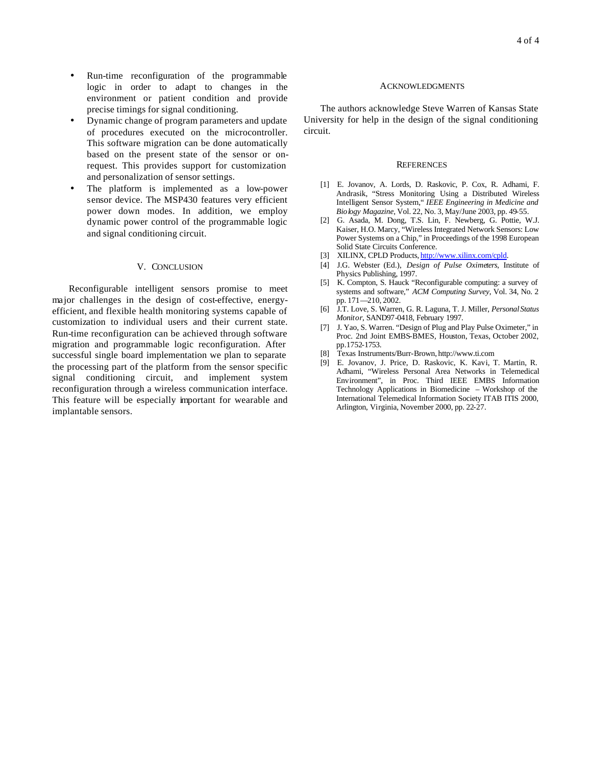- Run-time reconfiguration of the programmable logic in order to adapt to changes in the environment or patient condition and provide precise timings for signal conditioning.
- Dynamic change of program parameters and update of procedures executed on the microcontroller. This software migration can be done automatically based on the present state of the sensor or on-request. This provides support for customization and personalization of sensor settings.
- The platform is implemented as a low-power sensor device. The MSP430 features very efficient power down modes. In addition, we employ dynamic power control of the programmable logic and signal conditioning circuit.

## V. CONCLUSION

Reconfigurable intelligent sensors promise to meet major challenges in the design of cost-effective, energy-efficient, and flexible health monitoring systems capable of customization to individual users and their current state. Run-time reconfiguration can be achieved through software migration and programmable logic reconfiguration. After successful single board implementation we plan to separate the processing part of the platform from the sensor specific signal conditioning circuit, and implement system reconfiguration through a wireless communication interface. This feature will be especially important for wearable and implantable sensors.

## ACKNOWLEDGMENTS

The authors acknowledge Steve Warren of Kansas State University for help in the design of the signal conditioning circuit.

## REFERENCES

[1] E. Jovanov, A. Lords, D. Raskovic, P. Cox, R. Adhami, F. Andrasik, "Stress Monitoring Using a Distributed Wireless Intelligent Sensor System," *IEEE Engineering in Medicine and Biology Magazine*, Vol. 22, No. 3, May/June 2003, pp. 49-55.

[2] G. Asada, M. Dong, T.S. Lin, F. Newberg, G. Pottie, W.J. Kaiser, H.O. Marcy, "Wireless Integrated Network Sensors: Low Power Systems on a Chip," in Proceedings of the 1998 European Solid State Circuits Conference.

[3] XILINX, CPLD Products, http://www.xilinx.com/cpld.

[4] J.G. Webster (Ed.), *Design of Pulse Oximeters*, Institute of Physics Publishing, 1997.

[5] K. Compton, S. Hauck "Reconfigurable computing: a survey of systems and software," *ACM Computing Survey*, Vol. 34, No. 2 pp. 171—210, 2002.

[6] J.T. Love, S. Warren, G. R. Laguna, T. J. Miller, *Personal Status Monitor*, SAND97-0418, February 1997.

[7] J. Yao, S. Warren. "Design of Plug and Play Pulse Oximeter," in Proc. 2nd Joint EMBS-BMES, Houston, Texas, October 2002, pp.1752-1753.

[8] Texas Instruments/Burr-Brown, http://www.ti.com

[9] E. Jovanov, J. Price, D. Raskovic, K. Kavi, T. Martin, R. Adhami, "Wireless Personal Area Networks in Telemedical Environment", in Proc. Third IEEE EMBS Information Technology Applications in Biomedicine – Workshop of the International Telemedical Information Society ITAB ITIS 2000, Arlington, Virginia, November 2000, pp. 22-27.